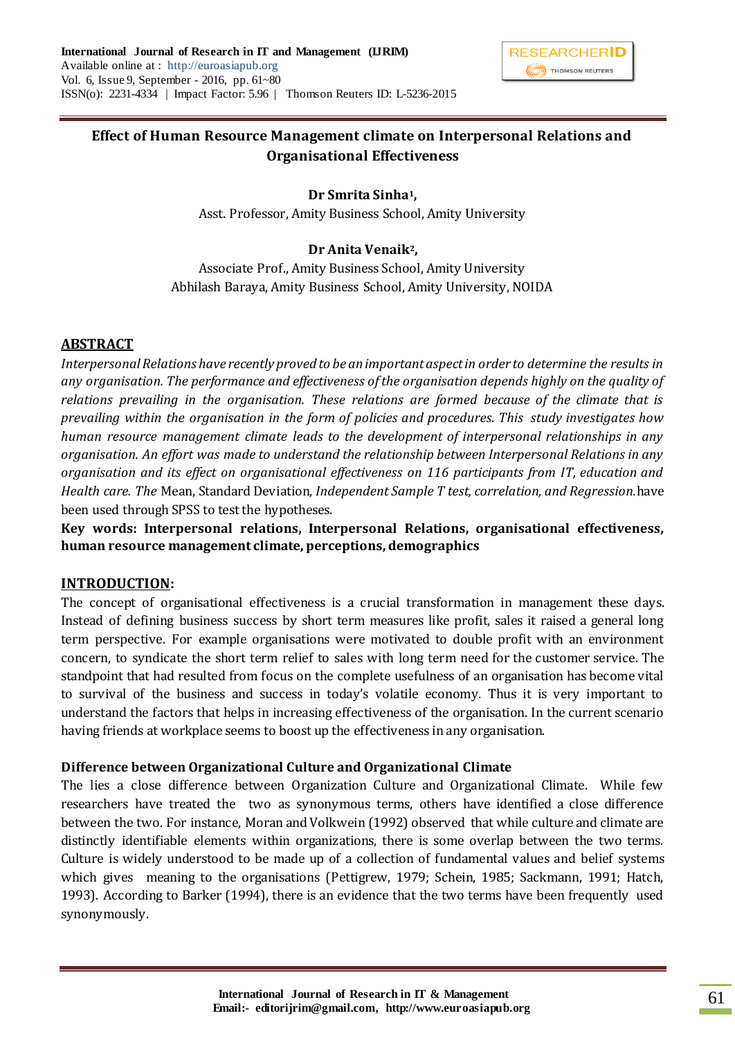# Effect of Human Resource Management climate on Interpersonal Relations and Organisational Effectiveness

**Dr Smrita Sinha[1],**
Asst. Professor, Amity Business School, Amity University

**Dr Anita Venaik[2],**
Associate Prof., Amity Business School, Amity University
Abhilash Baraya, Amity Business School, Amity University, NOIDA

## ABSTRACT

*Interpersonal Relations have recently proved to be an important aspect in order to determine the results in any organisation. The performance and effectiveness of the organisation depends highly on the quality of relations prevailing in the organisation. These relations are formed because of the climate that is prevailing within the organisation in the form of policies and procedures. This study investigates how human resource management climate leads to the development of interpersonal relationships in any organisation. An effort was made to understand the relationship between Interpersonal Relations in any organisation and its effect on organisational effectiveness on 116 participants from IT, education and Health care. The* Mean, Standard Deviation, *Independent Sample T test, correlation, and Regression.* have been used through SPSS to test the hypotheses.

**Key words: Interpersonal relations, Interpersonal Relations, organisational effectiveness, human resource management climate, perceptions, demographics**

## INTRODUCTION:

The concept of organisational effectiveness is a crucial transformation in management these days. Instead of defining business success by short term measures like profit, sales it raised a general long term perspective. For example organisations were motivated to double profit with an environment concern, to syndicate the short term relief to sales with long term need for the customer service. The standpoint that had resulted from focus on the complete usefulness of an organisation has become vital to survival of the business and success in today's volatile economy. Thus it is very important to understand the factors that helps in increasing effectiveness of the organisation. In the current scenario having friends at workplace seems to boost up the effectiveness in any organisation.

### Difference between Organizational Culture and Organizational Climate

The lies a close difference between Organization Culture and Organizational Climate. While few researchers have treated the two as synonymous terms, others have identified a close difference between the two. For instance, Moran and Volkwein (1992) observed that while culture and climate are distinctly identifiable elements within organizations, there is some overlap between the two terms. Culture is widely understood to be made up of a collection of fundamental values and belief systems which gives meaning to the organisations (Pettigrew, 1979; Schein, 1985; Sackmann, 1991; Hatch, 1993). According to Barker (1994), there is an evidence that the two terms have been frequently used synonymously.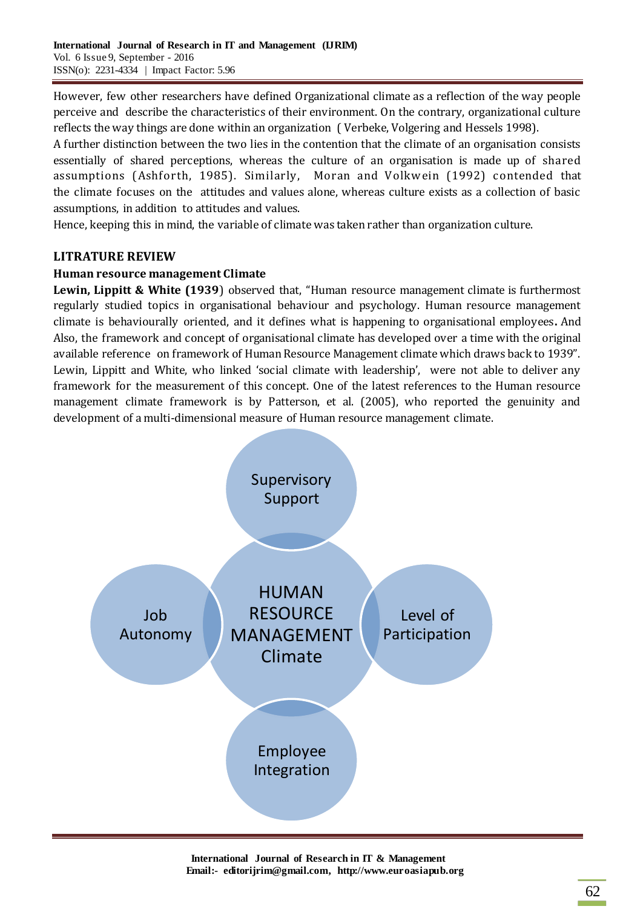However, few other researchers have defined Organizational climate as a reflection of the way people perceive and describe the characteristics of their environment. On the contrary, organizational culture reflects the way things are done within an organization ( Verbeke, Volgering and Hessels 1998).

A further distinction between the two lies in the contention that the climate of an organisation consists essentially of shared perceptions, whereas the culture of an organisation is made up of shared assumptions (Ashforth, 1985). Similarly, Moran and Volkwein (1992) contended that the climate focuses on the attitudes and values alone, whereas culture exists as a collection of basic assumptions, in addition to attitudes and values.

Hence, keeping this in mind, the variable of climate was taken rather than organization culture.

## LITRATURE REVIEW

### Human resource management Climate

**Lewin, Lippitt & White (1939**) observed that, "Human resource management climate is furthermost regularly studied topics in organisational behaviour and psychology. Human resource management climate is behaviourally oriented, and it defines what is happening to organisational employees**.** And Also, the framework and concept of organisational climate has developed over a time with the original available reference on framework of Human Resource Management climate which draws back to 1939". Lewin, Lippitt and White, who linked 'social climate with leadership', were not able to deliver any framework for the measurement of this concept. One of the latest references to the Human resource management climate framework is by Patterson, et al. (2005), who reported the genuinity and development of a multi-dimensional measure of Human resource management climate.

Supervisory Support

Job Autonomy

HUMAN RESOURCE MANAGEMENT Climate

Level of Participation

Employee Integration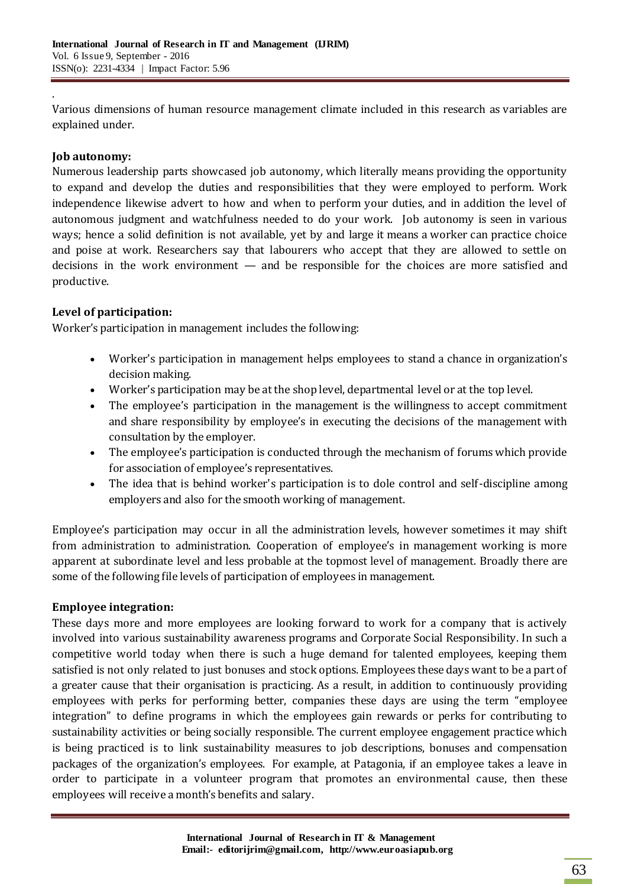.

Various dimensions of human resource management climate included in this research as variables are explained under.

**Job autonomy:**

Numerous leadership parts showcased job autonomy, which literally means providing the opportunity to expand and develop the duties and responsibilities that they were employed to perform. Work independence likewise advert to how and when to perform your duties, and in addition the level of autonomous judgment and watchfulness needed to do your work. Job autonomy is seen in various ways; hence a solid definition is not available, yet by and large it means a worker can practice choice and poise at work. Researchers say that labourers who accept that they are allowed to settle on decisions in the work environment — and be responsible for the choices are more satisfied and productive.

**Level of participation:**

Worker's participation in management includes the following:

- Worker's participation in management helps employees to stand a chance in organization's decision making.
- Worker's participation may be at the shop level, departmental level or at the top level.
- The employee's participation in the management is the willingness to accept commitment and share responsibility by employee's in executing the decisions of the management with consultation by the employer.
- The employee's participation is conducted through the mechanism of forums which provide for association of employee's representatives.
- The idea that is behind worker's participation is to dole control and self-discipline among employers and also for the smooth working of management.

Employee's participation may occur in all the administration levels, however sometimes it may shift from administration to administration. Cooperation of employee's in management working is more apparent at subordinate level and less probable at the topmost level of management. Broadly there are some of the following file levels of participation of employees in management.

**Employee integration:**

These days more and more employees are looking forward to work for a company that is actively involved into various sustainability awareness programs and Corporate Social Responsibility. In such a competitive world today when there is such a huge demand for talented employees, keeping them satisfied is not only related to just bonuses and stock options. Employees these days want to be a part of a greater cause that their organisation is practicing. As a result, in addition to continuously providing employees with perks for performing better, companies these days are using the term "employee integration" to define programs in which the employees gain rewards or perks for contributing to sustainability activities or being socially responsible. The current employee engagement practice which is being practiced is to link sustainability measures to job descriptions, bonuses and compensation packages of the organization's employees. For example, at Patagonia, if an employee takes a leave in order to participate in a volunteer program that promotes an environmental cause, then these employees will receive a month's benefits and salary.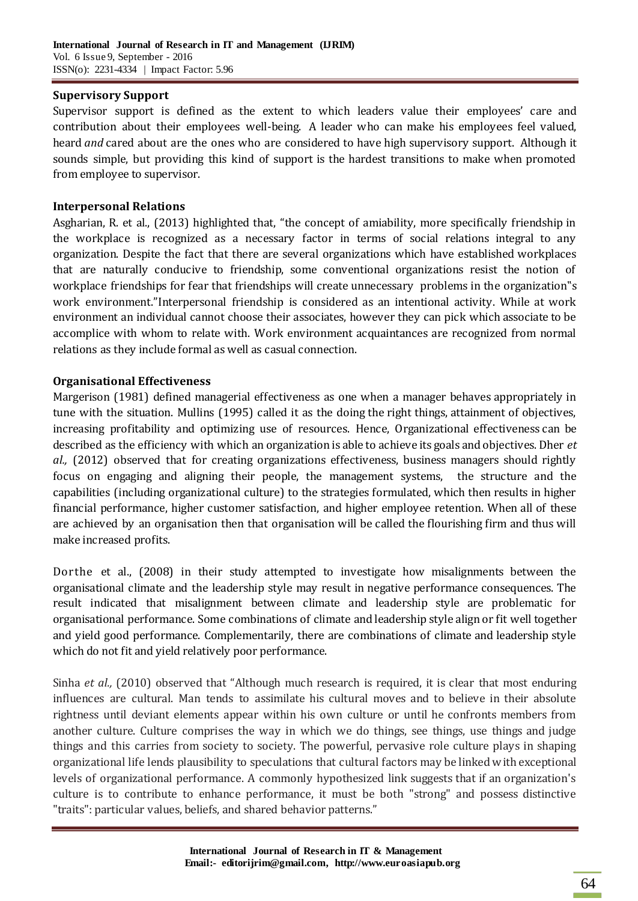### Supervisory Support

Supervisor support is defined as the extent to which leaders value their employees' care and contribution about their employees well-being. A leader who can make his employees feel valued, heard *and* cared about are the ones who are considered to have high supervisory support. Although it sounds simple, but providing this kind of support is the hardest transitions to make when promoted from employee to supervisor.

### Interpersonal Relations

Asgharian, R. et al., (2013) highlighted that, "the concept of amiability, more specifically friendship in the workplace is recognized as a necessary factor in terms of social relations integral to any organization. Despite the fact that there are several organizations which have established workplaces that are naturally conducive to friendship, some conventional organizations resist the notion of workplace friendships for fear that friendships will create unnecessary problems in the organization"s work environment."Interpersonal friendship is considered as an intentional activity. While at work environment an individual cannot choose their associates, however they can pick which associate to be accomplice with whom to relate with. Work environment acquaintances are recognized from normal relations as they include formal as well as casual connection.

### Organisational Effectiveness

Margerison (1981) defined managerial effectiveness as one when a manager behaves appropriately in tune with the situation. Mullins (1995) called it as the doing the right things, attainment of objectives, increasing profitability and optimizing use of resources. Hence, Organizational effectiveness can be described as the efficiency with which an organization is able to achieve its goals and objectives. Dher *et al.,* (2012) observed that for creating organizations effectiveness, business managers should rightly focus on engaging and aligning their people, the management systems, the structure and the capabilities (including organizational culture) to the strategies formulated, which then results in higher financial performance, higher customer satisfaction, and higher employee retention. When all of these are achieved by an organisation then that organisation will be called the flourishing firm and thus will make increased profits.

Dorthe et al., (2008) in their study attempted to investigate how misalignments between the organisational climate and the leadership style may result in negative performance consequences. The result indicated that misalignment between climate and leadership style are problematic for organisational performance. Some combinations of climate and leadership style align or fit well together and yield good performance. Complementarily, there are combinations of climate and leadership style which do not fit and yield relatively poor performance.

Sinha *et al.,* (2010) observed that "Although much research is required, it is clear that most enduring influences are cultural. Man tends to assimilate his cultural moves and to believe in their absolute rightness until deviant elements appear within his own culture or until he confronts members from another culture. Culture comprises the way in which we do things, see things, use things and judge things and this carries from society to society. The powerful, pervasive role culture plays in shaping organizational life lends plausibility to speculations that cultural factors may be linked with exceptional levels of organizational performance. A commonly hypothesized link suggests that if an organization's culture is to contribute to enhance performance, it must be both "strong" and possess distinctive "traits": particular values, beliefs, and shared behavior patterns."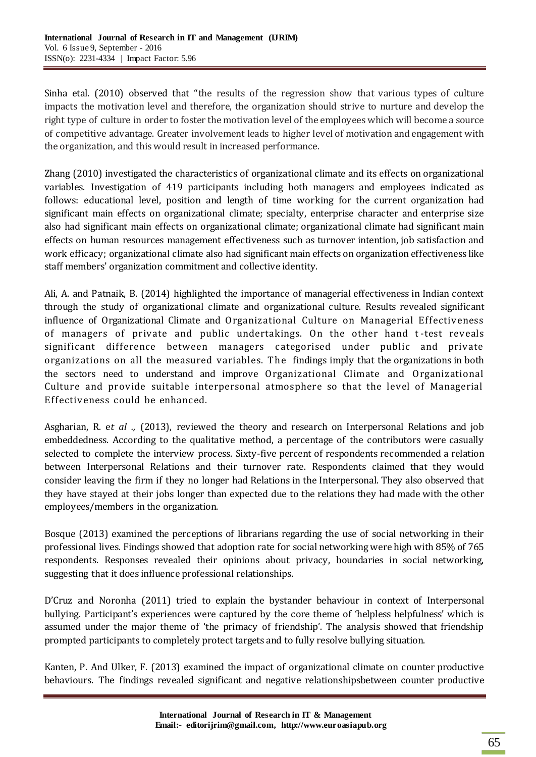Sinha etal. (2010) observed that "the results of the regression show that various types of culture impacts the motivation level and therefore, the organization should strive to nurture and develop the right type of culture in order to foster the motivation level of the employees which will become a source of competitive advantage. Greater involvement leads to higher level of motivation and engagement with the organization, and this would result in increased performance.

Zhang (2010) investigated the characteristics of organizational climate and its effects on organizational variables. Investigation of 419 participants including both managers and employees indicated as follows: educational level, position and length of time working for the current organization had significant main effects on organizational climate; specialty, enterprise character and enterprise size also had significant main effects on organizational climate; organizational climate had significant main effects on human resources management effectiveness such as turnover intention, job satisfaction and work efficacy; organizational climate also had significant main effects on organization effectiveness like staff members' organization commitment and collective identity.

Ali, A. and Patnaik, B. (2014) highlighted the importance of managerial effectiveness in Indian context through the study of organizational climate and organizational culture. Results revealed significant influence of Organizational Climate and Organizational Culture on Managerial Effectiveness of managers of private and public undertakings. On the other hand t-test reveals significant difference between managers categorised under public and private organizations on all the measured variables. The findings imply that the organizations in both the sectors need to understand and improve Organizational Climate and Organizational Culture and provide suitable interpersonal atmosphere so that the level of Managerial Effectiveness could be enhanced.

Asgharian, R. e*t al .,* (2013), reviewed the theory and research on Interpersonal Relations and job embeddedness. According to the qualitative method, a percentage of the contributors were casually selected to complete the interview process. Sixty-five percent of respondents recommended a relation between Interpersonal Relations and their turnover rate. Respondents claimed that they would consider leaving the firm if they no longer had Relations in the Interpersonal. They also observed that they have stayed at their jobs longer than expected due to the relations they had made with the other employees/members in the organization.

Bosque (2013) examined the perceptions of librarians regarding the use of social networking in their professional lives. Findings showed that adoption rate for social networking were high with 85% of 765 respondents. Responses revealed their opinions about privacy, boundaries in social networking, suggesting that it does influence professional relationships.

D'Cruz and Noronha (2011) tried to explain the bystander behaviour in context of Interpersonal bullying. Participant's experiences were captured by the core theme of 'helpless helpfulness' which is assumed under the major theme of 'the primacy of friendship'. The analysis showed that friendship prompted participants to completely protect targets and to fully resolve bullying situation.

Kanten, P. And Ulker, F. (2013) examined the impact of organizational climate on counter productive behaviours. The findings revealed significant and negative relationshipsbetween counter productive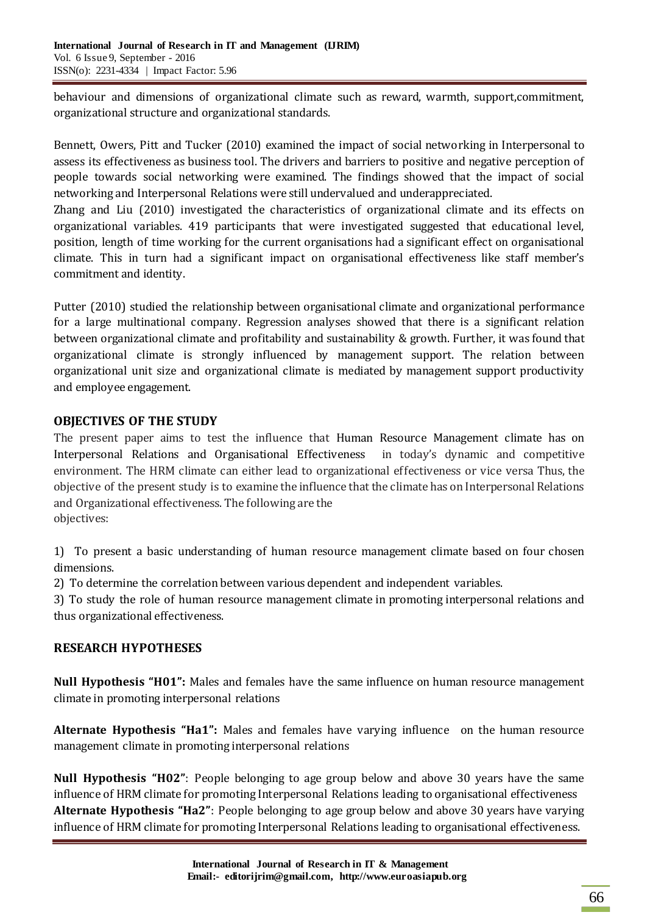behaviour and dimensions of organizational climate such as reward, warmth, support,commitment, organizational structure and organizational standards.

Bennett, Owers, Pitt and Tucker (2010) examined the impact of social networking in Interpersonal to assess its effectiveness as business tool. The drivers and barriers to positive and negative perception of people towards social networking were examined. The findings showed that the impact of social networking and Interpersonal Relations were still undervalued and underappreciated.
Zhang and Liu (2010) investigated the characteristics of organizational climate and its effects on organizational variables. 419 participants that were investigated suggested that educational level, position, length of time working for the current organisations had a significant effect on organisational climate. This in turn had a significant impact on organisational effectiveness like staff member's commitment and identity.

Putter (2010) studied the relationship between organisational climate and organizational performance for a large multinational company. Regression analyses showed that there is a significant relation between organizational climate and profitability and sustainability & growth. Further, it was found that organizational climate is strongly influenced by management support. The relation between organizational unit size and organizational climate is mediated by management support productivity and employee engagement.

## OBJECTIVES OF THE STUDY

The present paper aims to test the influence that Human Resource Management climate has on Interpersonal Relations and Organisational Effectiveness in today's dynamic and competitive environment. The HRM climate can either lead to organizational effectiveness or vice versa Thus, the objective of the present study is to examine the influence that the climate has on Interpersonal Relations and Organizational effectiveness. The following are the
objectives:

1) To present a basic understanding of human resource management climate based on four chosen dimensions.
2) To determine the correlation between various dependent and independent variables.
3) To study the role of human resource management climate in promoting interpersonal relations and thus organizational effectiveness.

## RESEARCH HYPOTHESES

**Null Hypothesis "H01":** Males and females have the same influence on human resource management climate in promoting interpersonal relations

**Alternate Hypothesis "Ha1":** Males and females have varying influence on the human resource management climate in promoting interpersonal relations

**Null Hypothesis "H02"**: People belonging to age group below and above 30 years have the same influence of HRM climate for promoting Interpersonal Relations leading to organisational effectiveness
**Alternate Hypothesis "Ha2"**: People belonging to age group below and above 30 years have varying influence of HRM climate for promoting Interpersonal Relations leading to organisational effectiveness.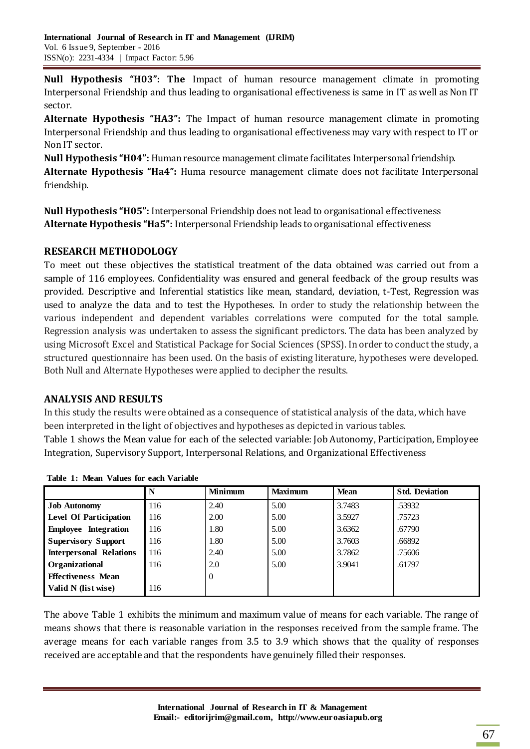**Null Hypothesis "H03": The** Impact of human resource management climate in promoting Interpersonal Friendship and thus leading to organisational effectiveness is same in IT as well as Non IT sector.

**Alternate Hypothesis "HA3":** The Impact of human resource management climate in promoting Interpersonal Friendship and thus leading to organisational effectiveness may vary with respect to IT or Non IT sector.

**Null Hypothesis "H04":** Human resource management climate facilitates Interpersonal friendship.

**Alternate Hypothesis "Ha4":** Huma resource management climate does not facilitate Interpersonal friendship.

**Null Hypothesis "H05":** Interpersonal Friendship does not lead to organisational effectiveness

**Alternate Hypothesis "Ha5":** Interpersonal Friendship leads to organisational effectiveness

## RESEARCH METHODOLOGY

To meet out these objectives the statistical treatment of the data obtained was carried out from a sample of 116 employees. Confidentiality was ensured and general feedback of the group results was provided. Descriptive and Inferential statistics like mean, standard, deviation, t-Test, Regression was used to analyze the data and to test the Hypotheses. In order to study the relationship between the various independent and dependent variables correlations were computed for the total sample. Regression analysis was undertaken to assess the significant predictors. The data has been analyzed by using Microsoft Excel and Statistical Package for Social Sciences (SPSS). In order to conduct the study, a structured questionnaire has been used. On the basis of existing literature, hypotheses were developed. Both Null and Alternate Hypotheses were applied to decipher the results.

## ANALYSIS AND RESULTS

In this study the results were obtained as a consequence of statistical analysis of the data, which have been interpreted in the light of objectives and hypotheses as depicted in various tables.

Table 1 shows the Mean value for each of the selected variable: Job Autonomy, Participation, Employee Integration, Supervisory Support, Interpersonal Relations, and Organizational Effectiveness

**Table 1: Mean Values for each Variable**

| | N | Minimum | Maximum | Mean | Std. Deviation |
|---|---|---|---|---|---|
| **Job Autonomy** | 116 | 2.40 | 5.00 | 3.7483 | .53932 |
| **Level Of Participation** | 116 | 2.00 | 5.00 | 3.5927 | .75723 |
| **Employee Integration** | 116 | 1.80 | 5.00 | 3.6362 | .67790 |
| **Supervisory Support** | 116 | 1.80 | 5.00 | 3.7603 | .66892 |
| **Interpersonal Relations** | 116 | 2.40 | 5.00 | 3.7862 | .75606 |
| **Organizational Effectiveness Mean** | 116 | 2.00 | 5.00 | 3.9041 | .61797 |
| **Valid N (list wise)** | 116 | | | | |

The above Table 1 exhibits the minimum and maximum value of means for each variable. The range of means shows that there is reasonable variation in the responses received from the sample frame. The average means for each variable ranges from 3.5 to 3.9 which shows that the quality of responses received are acceptable and that the respondents have genuinely filled their responses.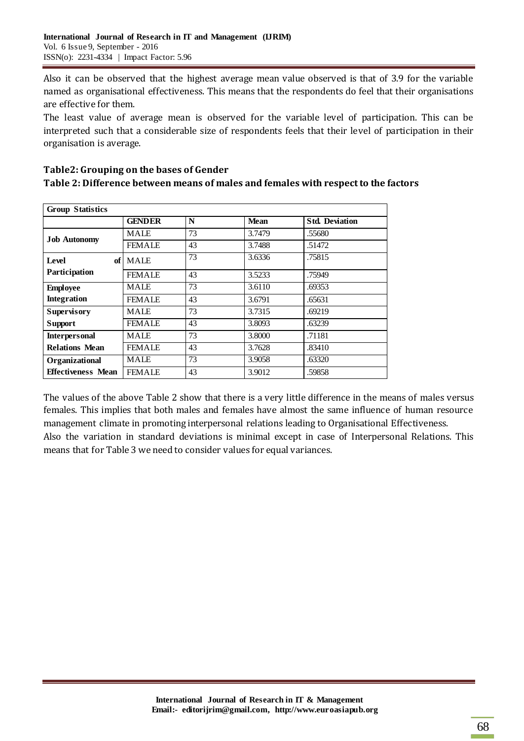Also it can be observed that the highest average mean value observed is that of 3.9 for the variable named as organisational effectiveness. This means that the respondents do feel that their organisations are effective for them.

The least value of average mean is observed for the variable level of participation. This can be interpreted such that a considerable size of respondents feels that their level of participation in their organisation is average.

**Table2: Grouping on the bases of Gender**

**Table 2: Difference between means of males and females with respect to the factors**

| Group Statistics | | | | |
|---|---|---|---|---|
| | **GENDER** | **N** | **Mean** | **Std. Deviation** |
| **Job Autonomy** | MALE | 73 | 3.7479 | .55680 |
| | FEMALE | 43 | 3.7488 | .51472 |
| **Level of Participation** | MALE | 73 | 3.6336 | .75815 |
| | FEMALE | 43 | 3.5233 | .75949 |
| **Employee Integration** | MALE | 73 | 3.6110 | .69353 |
| | FEMALE | 43 | 3.6791 | .65631 |
| **Supervisory Support** | MALE | 73 | 3.7315 | .69219 |
| | FEMALE | 43 | 3.8093 | .63239 |
| **Interpersonal Relations Mean** | MALE | 73 | 3.8000 | .71181 |
| | FEMALE | 43 | 3.7628 | .83410 |
| **Organizational Effectiveness Mean** | MALE | 73 | 3.9058 | .63320 |
| | FEMALE | 43 | 3.9012 | .59858 |

The values of the above Table 2 show that there is a very little difference in the means of males versus females. This implies that both males and females have almost the same influence of human resource management climate in promoting interpersonal relations leading to Organisational Effectiveness.

Also the variation in standard deviations is minimal except in case of Interpersonal Relations. This means that for Table 3 we need to consider values for equal variances.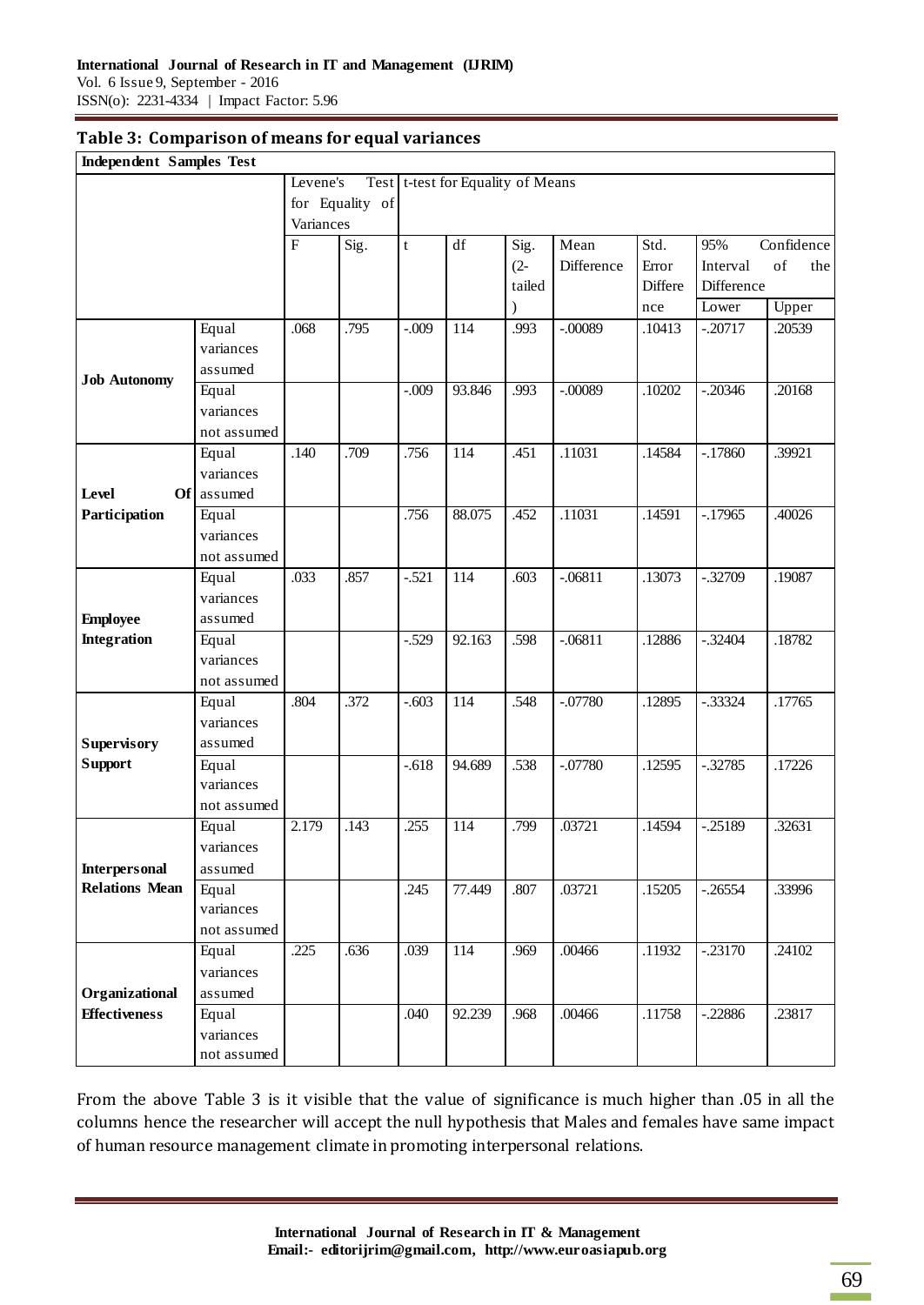**Table 3: Comparison of means for equal variances**

| Independent Samples Test | | | | | | | | | | |
|---|---|---|---|---|---|---|---|---|---|---|
| | | Levene's Test for Equality of Variances | | t-test for Equality of Means | | | | | | |
| | | F | Sig. | t | df | Sig. (2-tailed) | Mean Difference | Std. Error Difference | 95% Confidence Interval of the Difference | |
| | | | | | | | | | Lower | Upper |
| **Job Autonomy** | Equal variances assumed | .068 | .795 | -.009 | 114 | .993 | -.00089 | .10413 | -.20717 | .20539 |
| | Equal variances not assumed | | | -.009 | 93.846 | .993 | -.00089 | .10202 | -.20346 | .20168 |
| **Level Of Participation** | Equal variances assumed | .140 | .709 | .756 | 114 | .451 | .11031 | .14584 | -.17860 | .39921 |
| | Equal variances not assumed | | | .756 | 88.075 | .452 | .11031 | .14591 | -.17965 | .40026 |
| **Employee Integration** | Equal variances assumed | .033 | .857 | -.521 | 114 | .603 | -.06811 | .13073 | -.32709 | .19087 |
| | Equal variances not assumed | | | -.529 | 92.163 | .598 | -.06811 | .12886 | -.32404 | .18782 |
| **Supervisory Support** | Equal variances assumed | .804 | .372 | -.603 | 114 | .548 | -.07780 | .12895 | -.33324 | .17765 |
| | Equal variances not assumed | | | -.618 | 94.689 | .538 | -.07780 | .12595 | -.32785 | .17226 |
| **Interpersonal Relations Mean** | Equal variances assumed | 2.179 | .143 | .255 | 114 | .799 | .03721 | .14594 | -.25189 | .32631 |
| | Equal variances not assumed | | | .245 | 77.449 | .807 | .03721 | .15205 | -.26554 | .33996 |
| **Organizational Effectiveness** | Equal variances assumed | .225 | .636 | .039 | 114 | .969 | .00466 | .11932 | -.23170 | .24102 |
| | Equal variances not assumed | | | .040 | 92.239 | .968 | .00466 | .11758 | -.22886 | .23817 |

From the above Table 3 is it visible that the value of significance is much higher than .05 in all the columns hence the researcher will accept the null hypothesis that Males and females have same impact of human resource management climate in promoting interpersonal relations.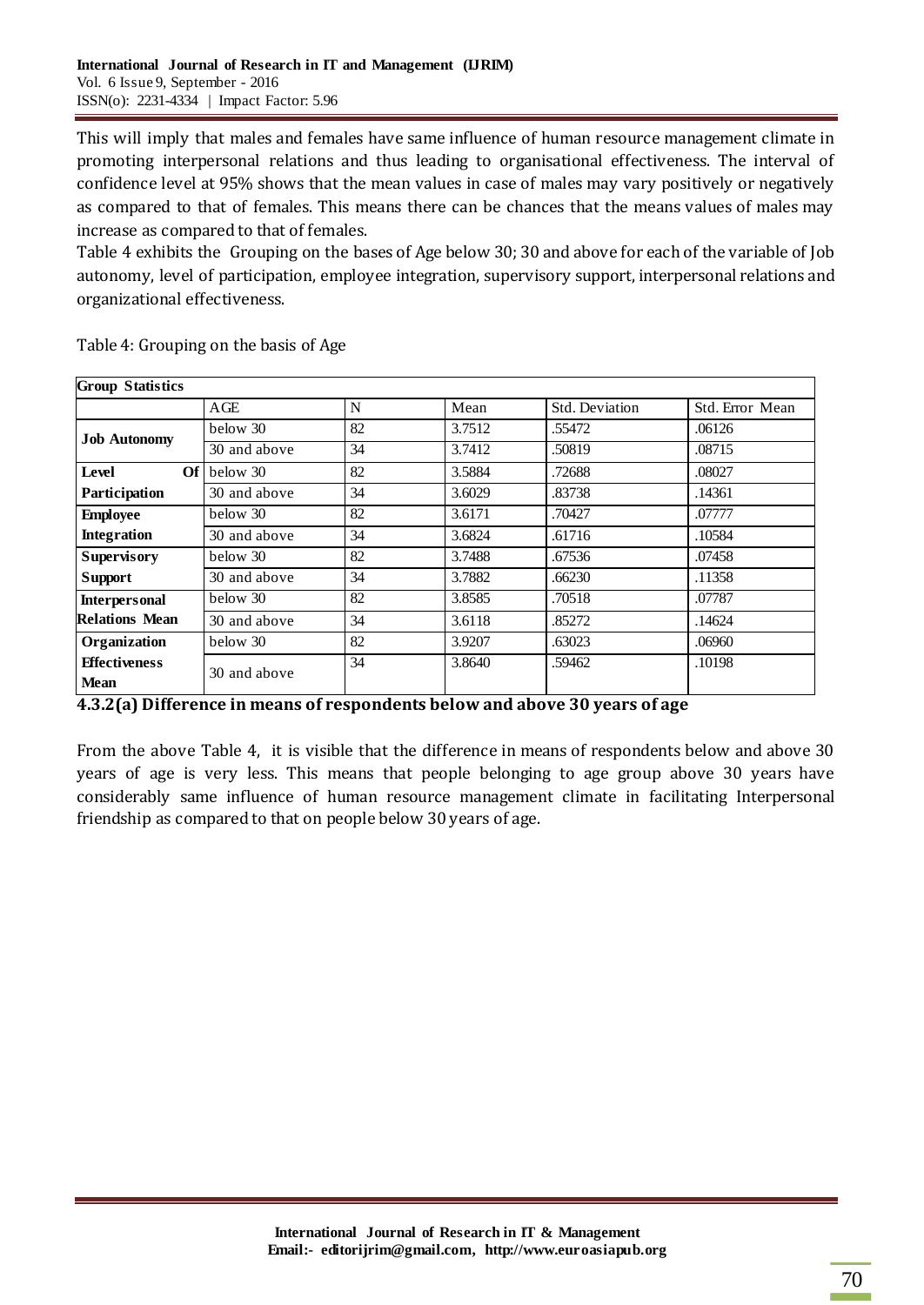This will imply that males and females have same influence of human resource management climate in promoting interpersonal relations and thus leading to organisational effectiveness. The interval of confidence level at 95% shows that the mean values in case of males may vary positively or negatively as compared to that of females. This means there can be chances that the means values of males may increase as compared to that of females.

Table 4 exhibits the Grouping on the bases of Age below 30; 30 and above for each of the variable of Job autonomy, level of participation, employee integration, supervisory support, interpersonal relations and organizational effectiveness.

Table 4: Grouping on the basis of Age

| Group Statistics | | | | | |
|---|---|---|---|---|---|
| | AGE | N | Mean | Std. Deviation | Std. Error Mean |
| **Job Autonomy** | below 30 | 82 | 3.7512 | .55472 | .06126 |
| | 30 and above | 34 | 3.7412 | .50819 | .08715 |
| **Level Of Participation** | below 30 | 82 | 3.5884 | .72688 | .08027 |
| | 30 and above | 34 | 3.6029 | .83738 | .14361 |
| **Employee Integration** | below 30 | 82 | 3.6171 | .70427 | .07777 |
| | 30 and above | 34 | 3.6824 | .61716 | .10584 |
| **Supervisory Support** | below 30 | 82 | 3.7488 | .67536 | .07458 |
| | 30 and above | 34 | 3.7882 | .66230 | .11358 |
| **Interpersonal Relations Mean** | below 30 | 82 | 3.8585 | .70518 | .07787 |
| | 30 and above | 34 | 3.6118 | .85272 | .14624 |
| **Organization Effectiveness Mean** | below 30 | 82 | 3.9207 | .63023 | .06960 |
| | 30 and above | 34 | 3.8640 | .59462 | .10198 |

### 4.3.2(a) Difference in means of respondents below and above 30 years of age

From the above Table 4, it is visible that the difference in means of respondents below and above 30 years of age is very less. This means that people belonging to age group above 30 years have considerably same influence of human resource management climate in facilitating Interpersonal friendship as compared to that on people below 30 years of age.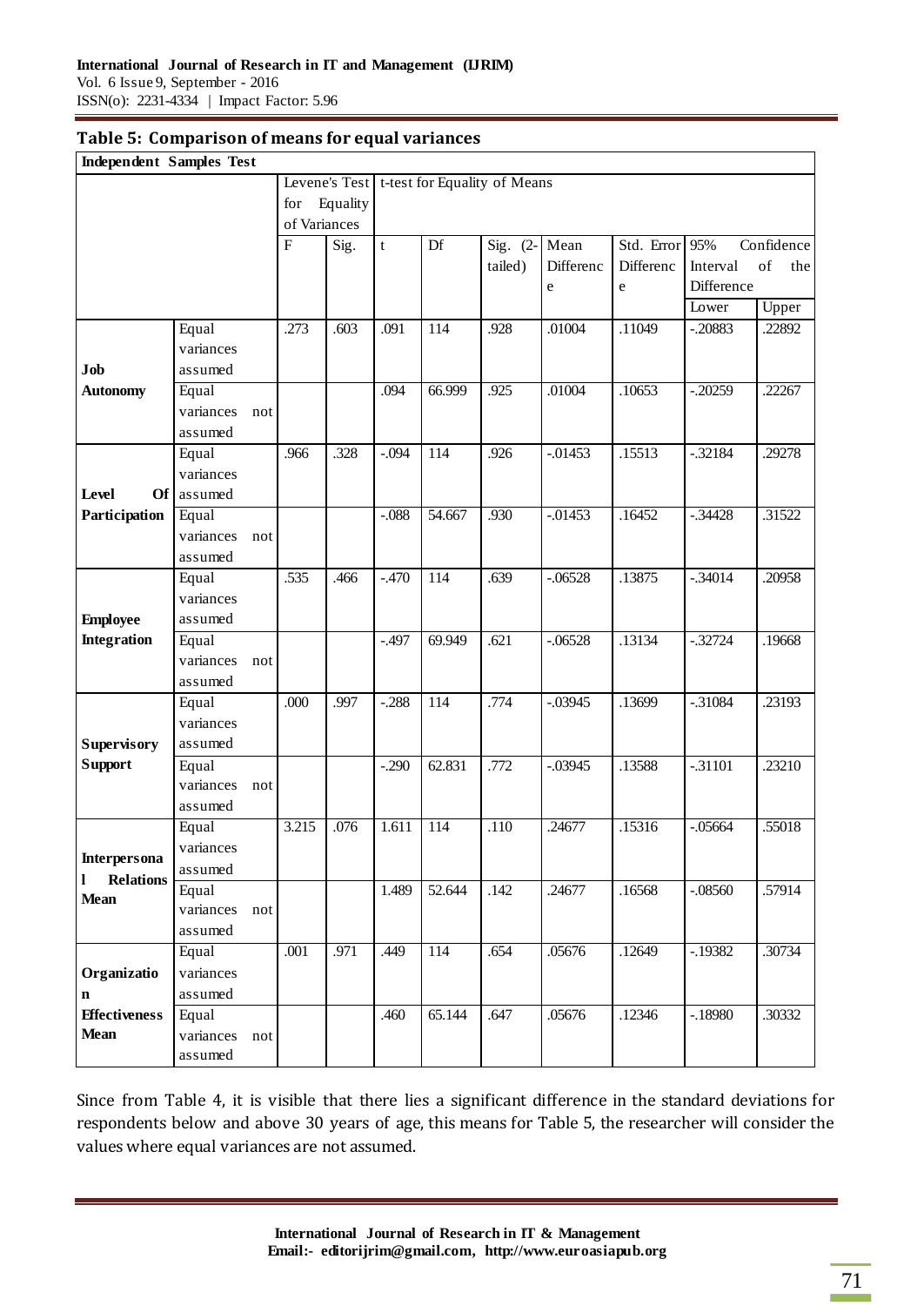**Table 5: Comparison of means for equal variances**

| Independent Samples Test | | | | | | | | | | |
|---|---|---|---|---|---|---|---|---|---|---|
| | | Levene's Test for Equality of Variances | | t-test for Equality of Means | | | | | | |
| | | F | Sig. | t | Df | Sig. (2-tailed) | Mean Difference | Std. Error Difference | 95% Confidence Interval of the Difference | |
| | | | | | | | | | Lower | Upper |
| **Job Autonomy** | Equal variances assumed | .273 | .603 | .091 | 114 | .928 | .01004 | .11049 | -.20883 | .22892 |
| | Equal variances not assumed | | | .094 | 66.999 | .925 | .01004 | .10653 | -.20259 | .22267 |
| **Level Of Participation** | Equal variances assumed | .966 | .328 | -.094 | 114 | .926 | -.01453 | .15513 | -.32184 | .29278 |
| | Equal variances not assumed | | | -.088 | 54.667 | .930 | -.01453 | .16452 | -.34428 | .31522 |
| **Employee Integration** | Equal variances assumed | .535 | .466 | -.470 | 114 | .639 | -.06528 | .13875 | -.34014 | .20958 |
| | Equal variances not assumed | | | -.497 | 69.949 | .621 | -.06528 | .13134 | -.32724 | .19668 |
| **Supervisory Support** | Equal variances assumed | .000 | .997 | -.288 | 114 | .774 | -.03945 | .13699 | -.31084 | .23193 |
| | Equal variances not assumed | | | -.290 | 62.831 | .772 | -.03945 | .13588 | -.31101 | .23210 |
| **Interpersonal Relations Mean** | Equal variances assumed | 3.215 | .076 | 1.611 | 114 | .110 | .24677 | .15316 | -.05664 | .55018 |
| | Equal variances not assumed | | | 1.489 | 52.644 | .142 | .24677 | .16568 | -.08560 | .57914 |
| **Organization Effectiveness Mean** | Equal variances assumed | .001 | .971 | .449 | 114 | .654 | .05676 | .12649 | -.19382 | .30734 |
| | Equal variances not assumed | | | .460 | 65.144 | .647 | .05676 | .12346 | -.18980 | .30332 |

Since from Table 4, it is visible that there lies a significant difference in the standard deviations for respondents below and above 30 years of age, this means for Table 5, the researcher will consider the values where equal variances are not assumed.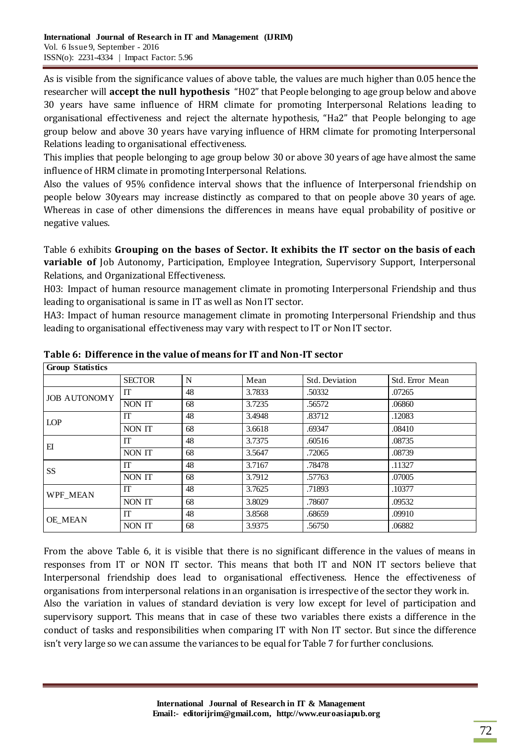As is visible from the significance values of above table, the values are much higher than 0.05 hence the researcher will **accept the null hypothesis** "H02" that People belonging to age group below and above 30 years have same influence of HRM climate for promoting Interpersonal Relations leading to organisational effectiveness and reject the alternate hypothesis, "Ha2" that People belonging to age group below and above 30 years have varying influence of HRM climate for promoting Interpersonal Relations leading to organisational effectiveness.

This implies that people belonging to age group below 30 or above 30 years of age have almost the same influence of HRM climate in promoting Interpersonal Relations.

Also the values of 95% confidence interval shows that the influence of Interpersonal friendship on people below 30years may increase distinctly as compared to that on people above 30 years of age. Whereas in case of other dimensions the differences in means have equal probability of positive or negative values.

Table 6 exhibits **Grouping on the bases of Sector. It exhibits the IT sector on the basis of each variable of** Job Autonomy, Participation, Employee Integration, Supervisory Support, Interpersonal Relations, and Organizational Effectiveness.

H03: Impact of human resource management climate in promoting Interpersonal Friendship and thus leading to organisational is same in IT as well as Non IT sector.

HA3: Impact of human resource management climate in promoting Interpersonal Friendship and thus leading to organisational effectiveness may vary with respect to IT or Non IT sector.

**Table 6: Difference in the value of means for IT and Non-IT sector**

| Group Statistics | | | | | |
|---|---|---|---|---|---|
| | SECTOR | N | Mean | Std. Deviation | Std. Error Mean |
| JOB AUTONOMY | IT | 48 | 3.7833 | .50332 | .07265 |
| | NON IT | 68 | 3.7235 | .56572 | .06860 |
| LOP | IT | 48 | 3.4948 | .83712 | .12083 |
| | NON IT | 68 | 3.6618 | .69347 | .08410 |
| EI | IT | 48 | 3.7375 | .60516 | .08735 |
| | NON IT | 68 | 3.5647 | .72065 | .08739 |
| SS | IT | 48 | 3.7167 | .78478 | .11327 |
| | NON IT | 68 | 3.7912 | .57763 | .07005 |
| WPF_MEAN | IT | 48 | 3.7625 | .71893 | .10377 |
| | NON IT | 68 | 3.8029 | .78607 | .09532 |
| OE_MEAN | IT | 48 | 3.8568 | .68659 | .09910 |
| | NON IT | 68 | 3.9375 | .56750 | .06882 |

From the above Table 6, it is visible that there is no significant difference in the values of means in responses from IT or NON IT sector. This means that both IT and NON IT sectors believe that Interpersonal friendship does lead to organisational effectiveness. Hence the effectiveness of organisations from interpersonal relations in an organisation is irrespective of the sector they work in.

Also the variation in values of standard deviation is very low except for level of participation and supervisory support. This means that in case of these two variables there exists a difference in the conduct of tasks and responsibilities when comparing IT with Non IT sector. But since the difference isn't very large so we can assume the variances to be equal for Table 7 for further conclusions.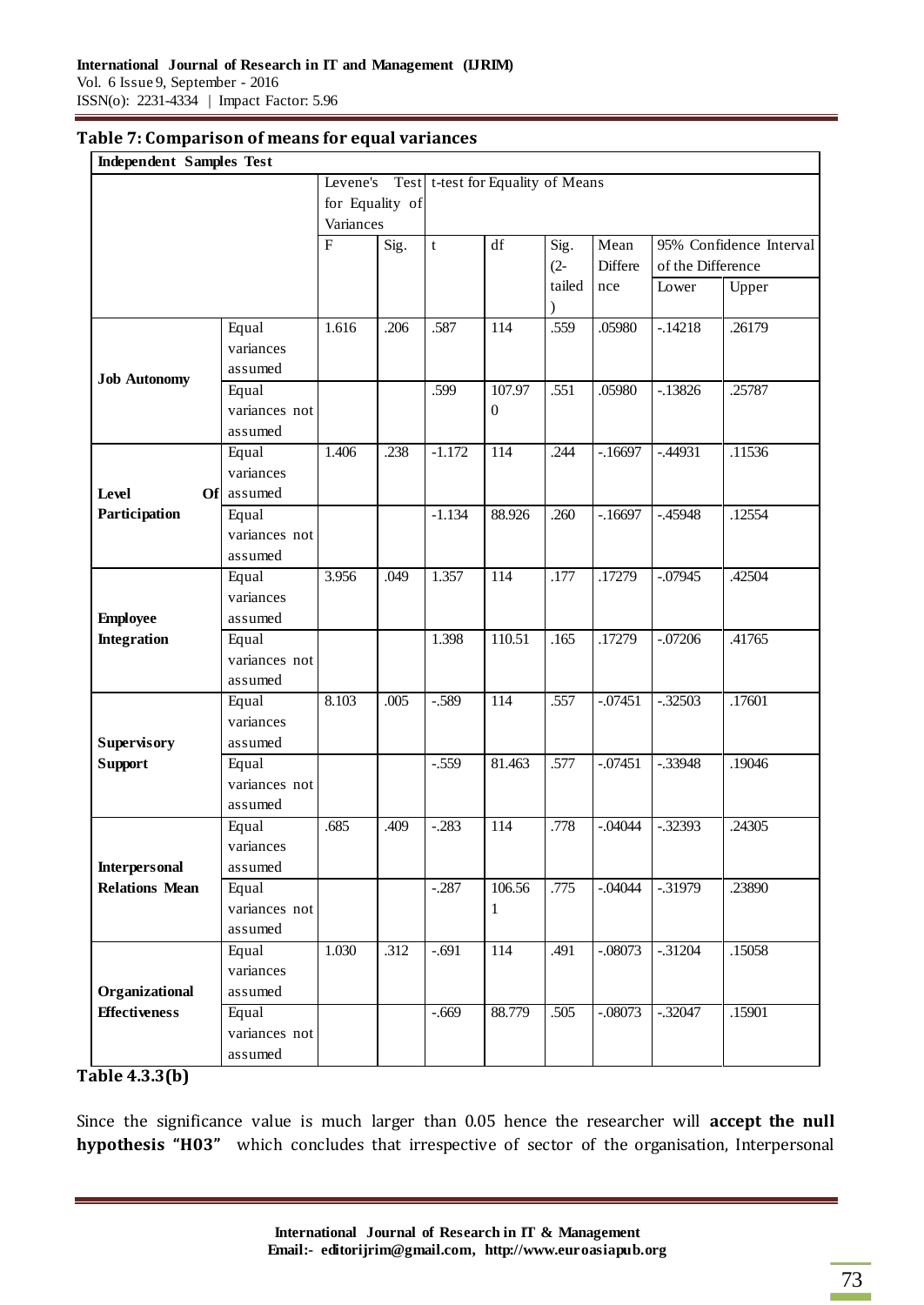**Table 7: Comparison of means for equal variances**

| Independent Samples Test | | | | | | | | | |
|---|---|---|---|---|---|---|---|---|---|
| | | Levene's Test for Equality of Variances | | t-test for Equality of Means | | | | | |
| | | F | Sig. | t | df | Sig. (2-tailed) | Mean Difference | 95% Confidence Interval of the Difference | |
| | | | | | | | | Lower | Upper |
| **Job Autonomy** | Equal variances assumed | 1.616 | .206 | .587 | 114 | .559 | .05980 | -.14218 | .26179 |
| | Equal variances not assumed | | | .599 | 107.970 | .551 | .05980 | -.13826 | .25787 |
| **Level Of Participation** | Equal variances assumed | 1.406 | .238 | -1.172 | 114 | .244 | -.16697 | -.44931 | .11536 |
| | Equal variances not assumed | | | -1.134 | 88.926 | .260 | -.16697 | -.45948 | .12554 |
| **Employee Integration** | Equal variances assumed | 3.956 | .049 | 1.357 | 114 | .177 | .17279 | -.07945 | .42504 |
| | Equal variances not assumed | | | 1.398 | 110.51 | .165 | .17279 | -.07206 | .41765 |
| **Supervisory Support** | Equal variances assumed | 8.103 | .005 | -.589 | 114 | .557 | -.07451 | -.32503 | .17601 |
| | Equal variances not assumed | | | -.559 | 81.463 | .577 | -.07451 | -.33948 | .19046 |
| **Interpersonal Relations Mean** | Equal variances assumed | .685 | .409 | -.283 | 114 | .778 | -.04044 | -.32393 | .24305 |
| | Equal variances not assumed | | | -.287 | 106.561 | .775 | -.04044 | -.31979 | .23890 |
| **Organizational Effectiveness** | Equal variances assumed | 1.030 | .312 | -.691 | 114 | .491 | -.08073 | -.31204 | .15058 |
| | Equal variances not assumed | | | -.669 | 88.779 | .505 | -.08073 | -.32047 | .15901 |

**Table 4.3.3(b)**

Since the significance value is much larger than 0.05 hence the researcher will **accept the null hypothesis "H03"** which concludes that irrespective of sector of the organisation, Interpersonal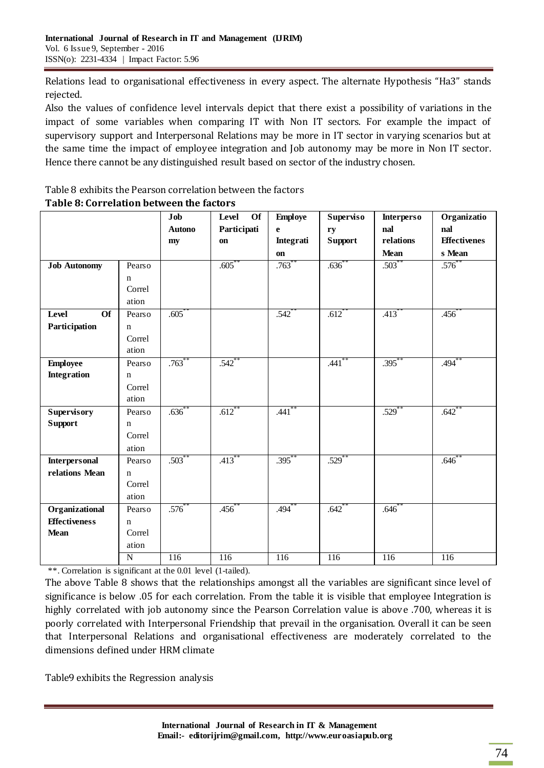Relations lead to organisational effectiveness in every aspect. The alternate Hypothesis “Ha3” stands rejected.

Also the values of confidence level intervals depict that there exist a possibility of variations in the impact of some variables when comparing IT with Non IT sectors. For example the impact of supervisory support and Interpersonal Relations may be more in IT sector in varying scenarios but at the same time the impact of employee integration and Job autonomy may be more in Non IT sector. Hence there cannot be any distinguished result based on sector of the industry chosen.

Table 8 exhibits the Pearson correlation between the factors

**Table 8: Correlation between the factors**

| | | Job Autonomy | Level Of Participation | Employee Integration | Supervisory Support | Interpersonal relations Mean | Organizational Effectiveness Mean |
|---|---|---|---|---|---|---|---|
| **Job Autonomy** | Pearson Correlation | | .605** | .763** | .636** | .503** | .576** |
| **Level Of Participation** | Pearson Correlation | .605** | | .542** | .612** | .413** | .456** |
| **Employee Integration** | Pearson Correlation | .763** | .542** | | .441** | .395** | .494** |
| **Supervisory Support** | Pearson Correlation | .636** | .612** | .441** | | .529** | .642** |
| **Interpersonal relations Mean** | Pearson Correlation | .503** | .413** | .395** | .529** | | .646** |
| **Organizational Effectiveness Mean** | Pearson Correlation | .576** | .456** | .494** | .642** | .646** | |
| | N | 116 | 116 | 116 | 116 | 116 | 116 |

**. Correlation is significant at the 0.01 level (1-tailed).

The above Table 8 shows that the relationships amongst all the variables are significant since level of significance is below .05 for each correlation. From the table it is visible that employee Integration is highly correlated with job autonomy since the Pearson Correlation value is above .700, whereas it is poorly correlated with Interpersonal Friendship that prevail in the organisation. Overall it can be seen that Interpersonal Relations and organisational effectiveness are moderately correlated to the dimensions defined under HRM climate

Table9 exhibits the Regression analysis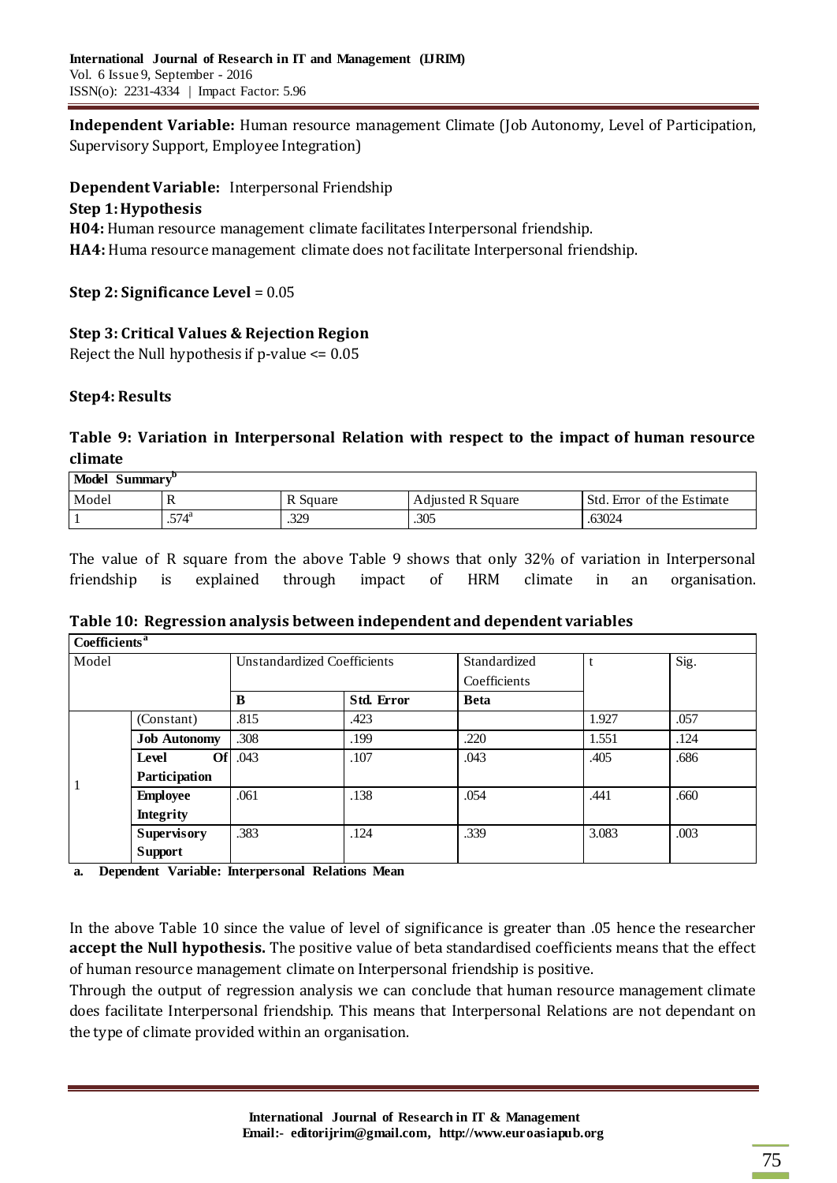**Independent Variable:** Human resource management Climate (Job Autonomy, Level of Participation, Supervisory Support, Employee Integration)

**Dependent Variable:** Interpersonal Friendship

**Step 1: Hypothesis**

**H04:** Human resource management climate facilitates Interpersonal friendship.

**HA4:** Huma resource management climate does not facilitate Interpersonal friendship.

**Step 2: Significance Level** = 0.05

**Step 3: Critical Values & Rejection Region**

Reject the Null hypothesis if p-value <= 0.05

**Step4: Results**

**Table 9: Variation in Interpersonal Relation with respect to the impact of human resource climate**

| Model Summary[b] | | | | |
|---|---|---|---|---|
| Model | R | R Square | Adjusted R Square | Std. Error of the Estimate |
| 1 | .574[a] | .329 | .305 | .63024 |

The value of R square from the above Table 9 shows that only 32% of variation in Interpersonal friendship is explained through impact of HRM climate in an organisation.

**Table 10: Regression analysis between independent and dependent variables**

| Coefficients[a] | | | | | | |
|---|---|---|---|---|---|---|
| Model | | Unstandardized Coefficients | | Standardized Coefficients | t | Sig. |
| | | **B** | **Std. Error** | **Beta** | | |
| 1 | (Constant) | .815 | .423 | | 1.927 | .057 |
| | **Job Autonomy** | .308 | .199 | .220 | 1.551 | .124 |
| | **Level Of Participation** | .043 | .107 | .043 | .405 | .686 |
| | **Employee Integrity** | .061 | .138 | .054 | .441 | .660 |
| | **Supervisory Support** | .383 | .124 | .339 | 3.083 | .003 |

**a. Dependent Variable: Interpersonal Relations Mean**

In the above Table 10 since the value of level of significance is greater than .05 hence the researcher **accept the Null hypothesis.** The positive value of beta standardised coefficients means that the effect of human resource management climate on Interpersonal friendship is positive.

Through the output of regression analysis we can conclude that human resource management climate does facilitate Interpersonal friendship. This means that Interpersonal Relations are not dependant on the type of climate provided within an organisation.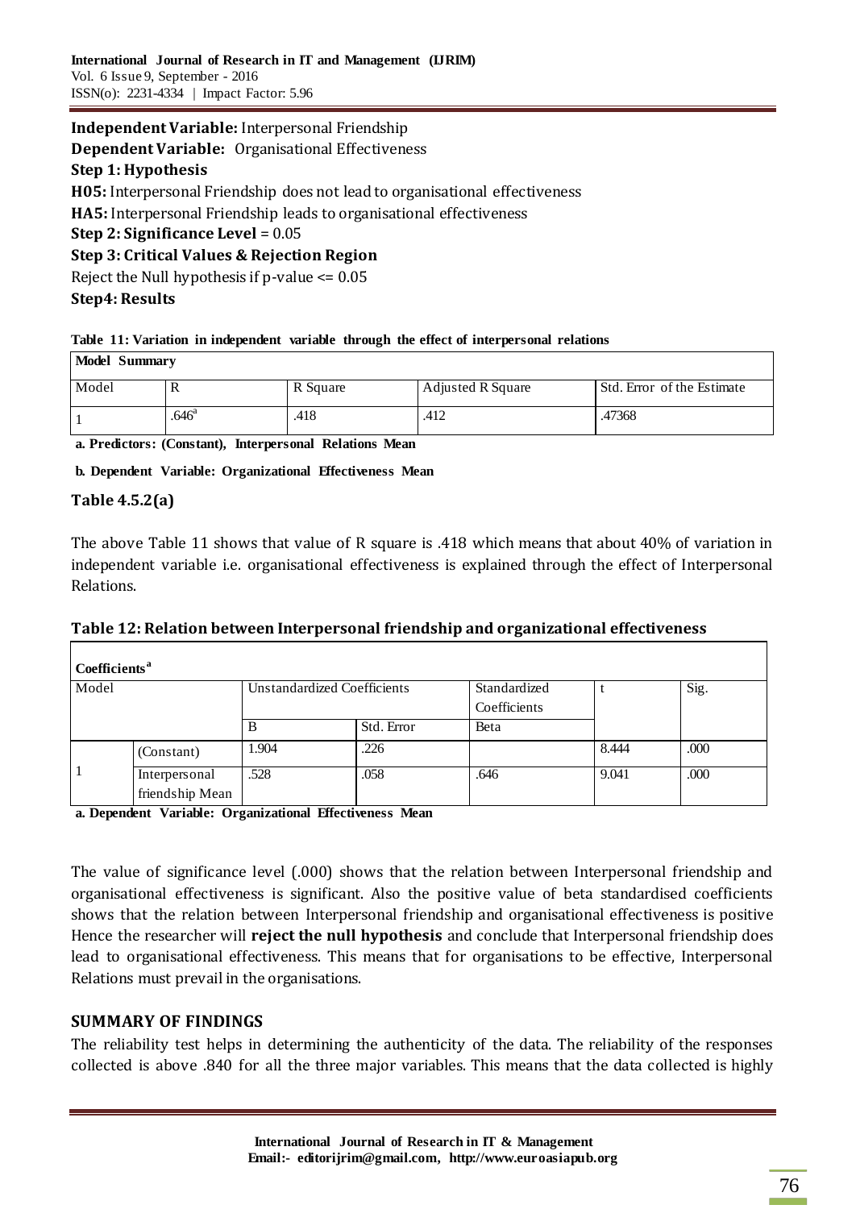**Independent Variable:** Interpersonal Friendship

**Dependent Variable:** Organisational Effectiveness

**Step 1: Hypothesis**

**H05:** Interpersonal Friendship does not lead to organisational effectiveness

**HA5:** Interpersonal Friendship leads to organisational effectiveness

**Step 2: Significance Level** = 0.05

**Step 3: Critical Values & Rejection Region**

Reject the Null hypothesis if p-value <= 0.05

**Step4: Results**

**Table 11: Variation in independent variable through the effect of interpersonal relations**

| Model Summary | | | | |
|---|---|---|---|---|
| Model | R | R Square | Adjusted R Square | Std. Error of the Estimate |
| 1 | .646[a] | .418 | .412 | .47368 |

**a. Predictors: (Constant), Interpersonal Relations Mean**

**b. Dependent Variable: Organizational Effectiveness Mean**

**Table 4.5.2(a)**

The above Table 11 shows that value of R square is .418 which means that about 40% of variation in independent variable i.e. organisational effectiveness is explained through the effect of Interpersonal Relations.

**Table 12: Relation between Interpersonal friendship and organizational effectiveness**

| Coefficients[a] | | | | | | |
|---|---|---|---|---|---|---|
| Model | | Unstandardized Coefficients | | Standardized Coefficients | t | Sig. |
| | | B | Std. Error | Beta | | |
| 1 | (Constant) | 1.904 | .226 | | 8.444 | .000 |
| | Interpersonal friendship Mean | .528 | .058 | .646 | 9.041 | .000 |

**a. Dependent Variable: Organizational Effectiveness Mean**

The value of significance level (.000) shows that the relation between Interpersonal friendship and organisational effectiveness is significant. Also the positive value of beta standardised coefficients shows that the relation between Interpersonal friendship and organisational effectiveness is positive Hence the researcher will **reject the null hypothesis** and conclude that Interpersonal friendship does lead to organisational effectiveness. This means that for organisations to be effective, Interpersonal Relations must prevail in the organisations.

## SUMMARY OF FINDINGS

The reliability test helps in determining the authenticity of the data. The reliability of the responses collected is above .840 for all the three major variables. This means that the data collected is highly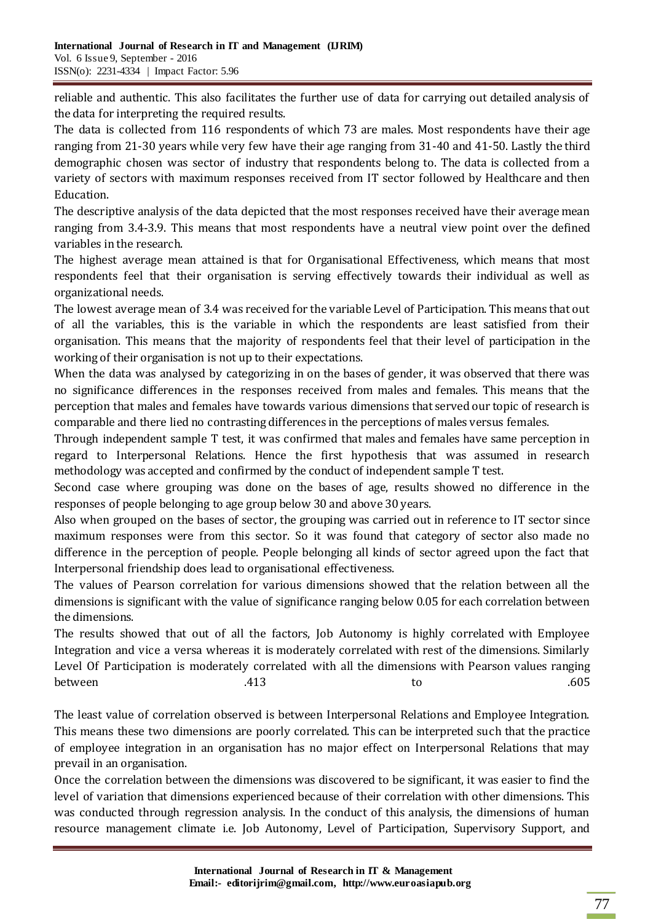reliable and authentic. This also facilitates the further use of data for carrying out detailed analysis of the data for interpreting the required results.

The data is collected from 116 respondents of which 73 are males. Most respondents have their age ranging from 21-30 years while very few have their age ranging from 31-40 and 41-50. Lastly the third demographic chosen was sector of industry that respondents belong to. The data is collected from a variety of sectors with maximum responses received from IT sector followed by Healthcare and then Education.

The descriptive analysis of the data depicted that the most responses received have their average mean ranging from 3.4-3.9. This means that most respondents have a neutral view point over the defined variables in the research.

The highest average mean attained is that for Organisational Effectiveness, which means that most respondents feel that their organisation is serving effectively towards their individual as well as organizational needs.

The lowest average mean of 3.4 was received for the variable Level of Participation. This means that out of all the variables, this is the variable in which the respondents are least satisfied from their organisation. This means that the majority of respondents feel that their level of participation in the working of their organisation is not up to their expectations.

When the data was analysed by categorizing in on the bases of gender, it was observed that there was no significance differences in the responses received from males and females. This means that the perception that males and females have towards various dimensions that served our topic of research is comparable and there lied no contrasting differences in the perceptions of males versus females.

Through independent sample T test, it was confirmed that males and females have same perception in regard to Interpersonal Relations. Hence the first hypothesis that was assumed in research methodology was accepted and confirmed by the conduct of independent sample T test.

Second case where grouping was done on the bases of age, results showed no difference in the responses of people belonging to age group below 30 and above 30 years.

Also when grouped on the bases of sector, the grouping was carried out in reference to IT sector since maximum responses were from this sector. So it was found that category of sector also made no difference in the perception of people. People belonging all kinds of sector agreed upon the fact that Interpersonal friendship does lead to organisational effectiveness.

The values of Pearson correlation for various dimensions showed that the relation between all the dimensions is significant with the value of significance ranging below 0.05 for each correlation between the dimensions.

The results showed that out of all the factors, Job Autonomy is highly correlated with Employee Integration and vice a versa whereas it is moderately correlated with rest of the dimensions. Similarly Level Of Participation is moderately correlated with all the dimensions with Pearson values ranging between .413 to .605

The least value of correlation observed is between Interpersonal Relations and Employee Integration. This means these two dimensions are poorly correlated. This can be interpreted such that the practice of employee integration in an organisation has no major effect on Interpersonal Relations that may prevail in an organisation.

Once the correlation between the dimensions was discovered to be significant, it was easier to find the level of variation that dimensions experienced because of their correlation with other dimensions. This was conducted through regression analysis. In the conduct of this analysis, the dimensions of human resource management climate i.e. Job Autonomy, Level of Participation, Supervisory Support, and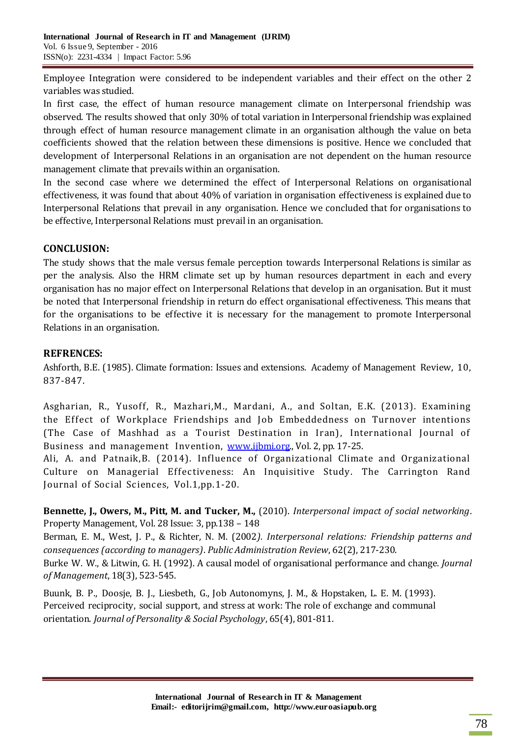Employee Integration were considered to be independent variables and their effect on the other 2 variables was studied.

In first case, the effect of human resource management climate on Interpersonal friendship was observed. The results showed that only 30% of total variation in Interpersonal friendship was explained through effect of human resource management climate in an organisation although the value on beta coefficients showed that the relation between these dimensions is positive. Hence we concluded that development of Interpersonal Relations in an organisation are not dependent on the human resource management climate that prevails within an organisation.

In the second case where we determined the effect of Interpersonal Relations on organisational effectiveness, it was found that about 40% of variation in organisation effectiveness is explained due to Interpersonal Relations that prevail in any organisation. Hence we concluded that for organisations to be effective, Interpersonal Relations must prevail in an organisation.

## CONCLUSION:

The study shows that the male versus female perception towards Interpersonal Relations is similar as per the analysis. Also the HRM climate set up by human resources department in each and every organisation has no major effect on Interpersonal Relations that develop in an organisation. But it must be noted that Interpersonal friendship in return do effect organisational effectiveness. This means that for the organisations to be effective it is necessary for the management to promote Interpersonal Relations in an organisation.

## REFRENCES:

Ashforth, B.E. (1985). Climate formation: Issues and extensions. Academy of Management Review, 10, 837-847.

Asgharian, R., Yusoff, R., Mazhari,M., Mardani, A., and Soltan, E.K. (2013). Examining the Effect of Workplace Friendships and Job Embeddedness on Turnover intentions (The Case of Mashhad as a Tourist Destination in Iran), International Journal of Business and management Invention, www.ijbmi.org., Vol. 2, pp. 17-25.

Ali, A. and Patnaik,B. (2014). Influence of Organizational Climate and Organizational Culture on Managerial Effectiveness: An Inquisitive Study. The Carrington Rand Journal of Social Sciences, Vol.1,pp.1-20.

**Bennette, J., Owers, M., Pitt, M. and Tucker, M.,** (2010). *Interpersonal impact of social networking*. Property Management, Vol. 28 Issue: 3, pp.138 – 148

Berman, E. M., West, J. P., & Richter, N. M. (2002*). Interpersonal relations: Friendship patterns and consequences (according to managers)*. *Public Administration Review*, 62(2), 217-230.

Burke W. W., & Litwin, G. H. (1992). A causal model of organisational performance and change. *Journal of Management*, 18(3), 523-545.

Buunk, B. P., Doosje, B. J., Liesbeth, G., Job Autonomyns, J. M., & Hopstaken, L. E. M. (1993). Perceived reciprocity, social support, and stress at work: The role of exchange and communal orientation. *Journal of Personality & Social Psychology*, 65(4), 801-811.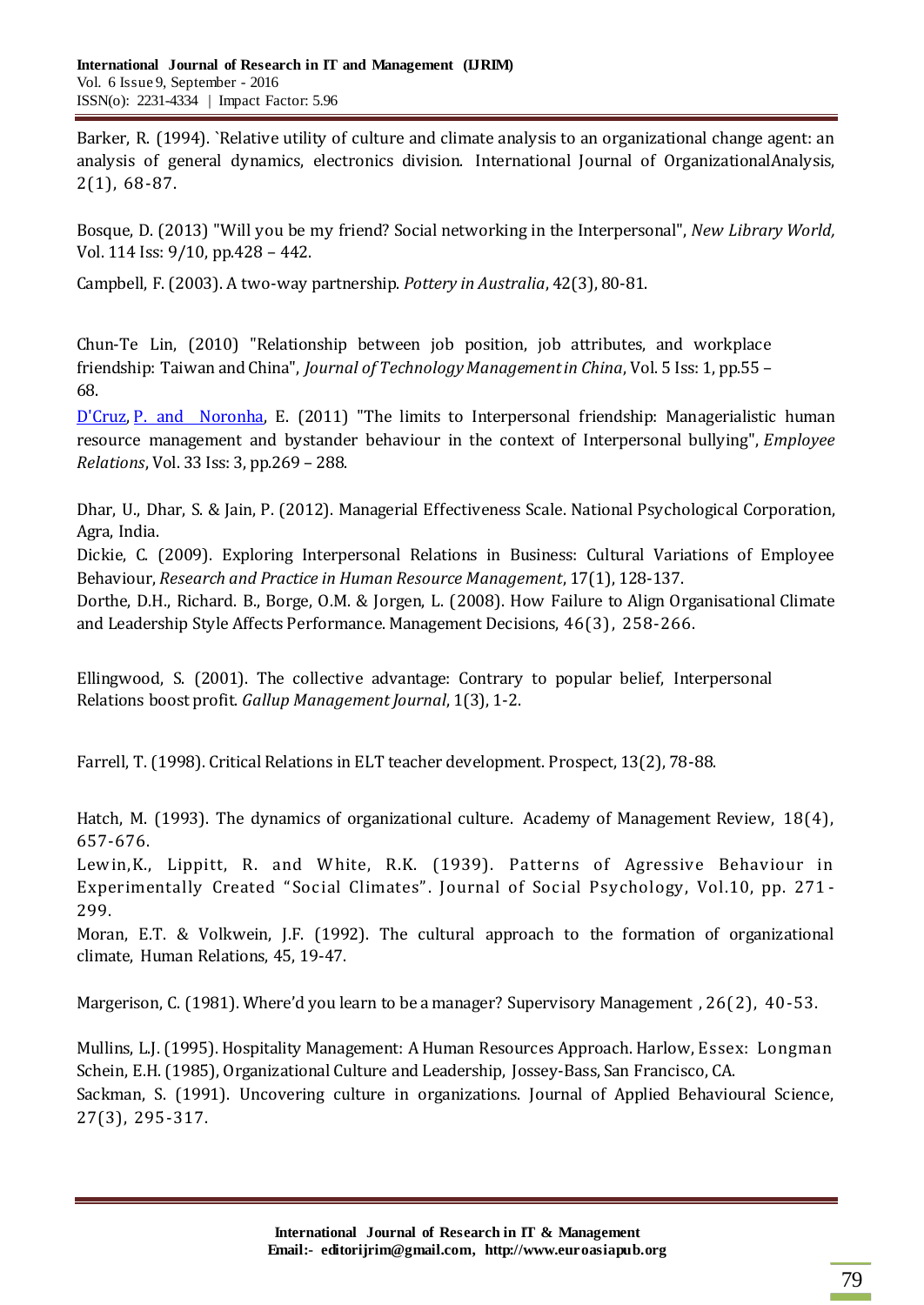Barker, R. (1994). `Relative utility of culture and climate analysis to an organizational change agent: an analysis of general dynamics, electronics division. International Journal of OrganizationalAnalysis, 2(1), 68-87.

Bosque, D. (2013) "Will you be my friend? Social networking in the Interpersonal", *New Library World,* Vol. 114 Iss: 9/10, pp.428 – 442.

Campbell, F. (2003). A two-way partnership. *Pottery in Australia*, 42(3), 80-81.

Chun-Te Lin, (2010) "Relationship between job position, job attributes, and workplace friendship: Taiwan and China", *Journal of Technology Management in China*, Vol. 5 Iss: 1, pp.55 – 68.

D'Cruz, P. and Noronha, E. (2011) "The limits to Interpersonal friendship: Managerialistic human resource management and bystander behaviour in the context of Interpersonal bullying", *Employee Relations*, Vol. 33 Iss: 3, pp.269 – 288.

Dhar, U., Dhar, S. & Jain, P. (2012). Managerial Effectiveness Scale. National Psychological Corporation, Agra, India.

Dickie, C. (2009). Exploring Interpersonal Relations in Business: Cultural Variations of Employee Behaviour, *Research and Practice in Human Resource Management*, 17(1), 128-137.

Dorthe, D.H., Richard. B., Borge, O.M. & Jorgen, L. (2008). How Failure to Align Organisational Climate and Leadership Style Affects Performance. Management Decisions, 46(3), 258-266.

Ellingwood, S. (2001). The collective advantage: Contrary to popular belief, Interpersonal Relations boost profit. *Gallup Management Journal*, 1(3), 1-2.

Farrell, T. (1998). Critical Relations in ELT teacher development. Prospect, 13(2), 78-88.

Hatch, M. (1993). The dynamics of organizational culture. Academy of Management Review, 18(4), 657-676.

Lewin,K., Lippitt, R. and White, R.K. (1939). Patterns of Agressive Behaviour in Experimentally Created "Social Climates". Journal of Social Psychology, Vol.10, pp. 271 - 299.

Moran, E.T. & Volkwein, J.F. (1992). The cultural approach to the formation of organizational climate, Human Relations, 45, 19-47.

Margerison, C. (1981). Where'd you learn to be a manager? Supervisory Management , 26(2), 40-53.

Mullins, L.J. (1995). Hospitality Management: A Human Resources Approach. Harlow, Essex: Longman

Schein, E.H. (1985), Organizational Culture and Leadership, Jossey-Bass, San Francisco, CA.

Sackman, S. (1991). Uncovering culture in organizations. Journal of Applied Behavioural Science, 27(3), 295-317.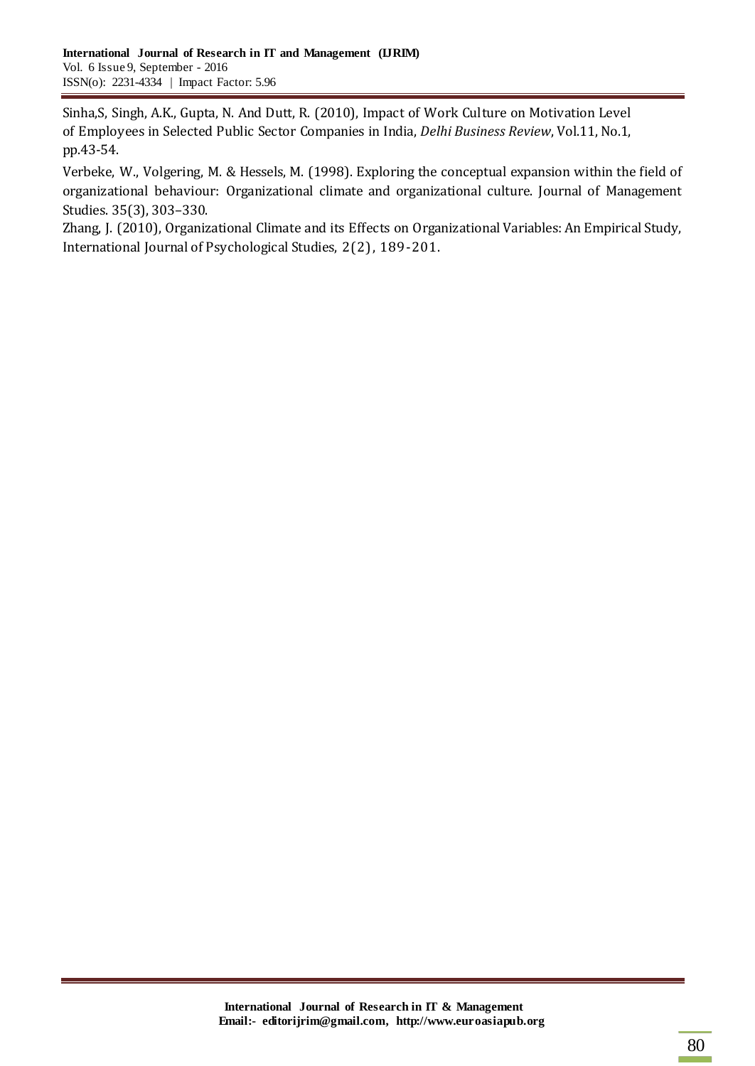Sinha,S, Singh, A.K., Gupta, N. And Dutt, R. (2010), Impact of Work Culture on Motivation Level of Employees in Selected Public Sector Companies in India, *Delhi Business Review*, Vol.11, No.1, pp.43-54.

Verbeke, W., Volgering, M. & Hessels, M. (1998). Exploring the conceptual expansion within the field of organizational behaviour: Organizational climate and organizational culture. Journal of Management Studies. 35(3), 303–330.

Zhang, J. (2010), Organizational Climate and its Effects on Organizational Variables: An Empirical Study, International Journal of Psychological Studies, 2(2), 189-201.